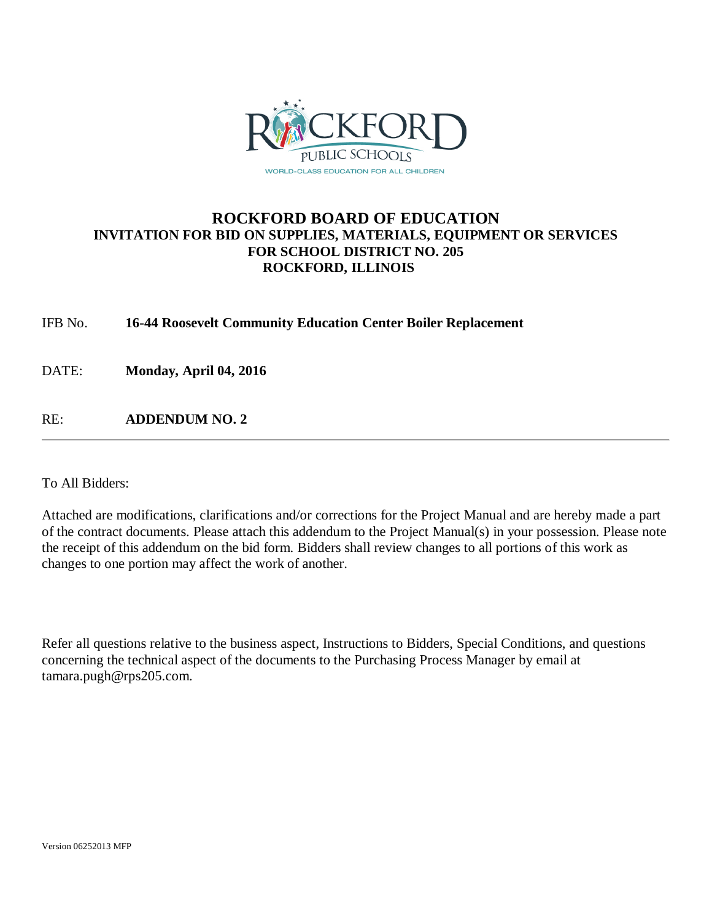ROCKFORD PUBLIC SCHOOLS

WORLD-CLASS EDUCATION FOR ALL CHILDREN

# ROCKFORD BOARD OF EDUCATION

## INVITATION FOR BID ON SUPPLIES, MATERIALS, EQUIPMENT OR SERVICES FOR SCHOOL DISTRICT NO. 205 ROCKFORD, ILLINOIS

IFB No. **16-44 Roosevelt Community Education Center Boiler Replacement**

DATE: **Monday, April 04, 2016**

RE: **ADDENDUM NO. 2**

---

To All Bidders:

Attached are modifications, clarifications and/or corrections for the Project Manual and are hereby made a part of the contract documents. Please attach this addendum to the Project Manual(s) in your possession. Please note the receipt of this addendum on the bid form. Bidders shall review changes to all portions of this work as changes to one portion may affect the work of another.

Refer all questions relative to the business aspect, Instructions to Bidders, Special Conditions, and questions concerning the technical aspect of the documents to the Purchasing Process Manager by email at tamara.pugh@rps205.com.

Version 06252013 MFP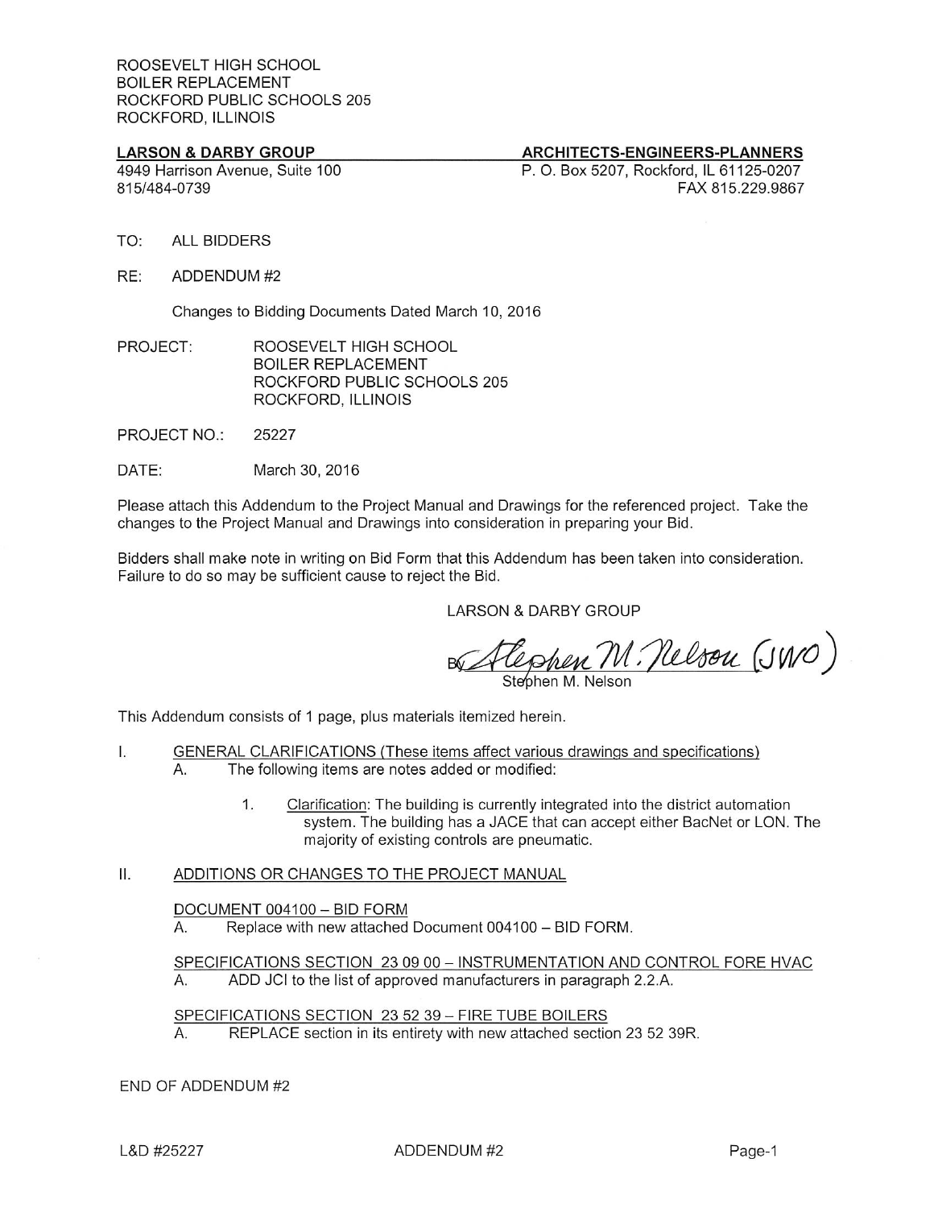ROOSEVELT HIGH SCHOOL
BOILER REPLACEMENT
ROCKFORD PUBLIC SCHOOLS 205
ROCKFORD, ILLINOIS

**LARSON & DARBY GROUP** — **ARCHITECTS-ENGINEERS-PLANNERS**

4949 Harrison Avenue, Suite 100
815/484-0739

P. O. Box 5207, Rockford, IL 61125-0207
FAX 815.229.9867

TO: ALL BIDDERS

RE: ADDENDUM #2

Changes to Bidding Documents Dated March 10, 2016

PROJECT: ROOSEVELT HIGH SCHOOL
BOILER REPLACEMENT
ROCKFORD PUBLIC SCHOOLS 205
ROCKFORD, ILLINOIS

PROJECT NO.: 25227

DATE: March 30, 2016

Please attach this Addendum to the Project Manual and Drawings for the referenced project. Take the changes to the Project Manual and Drawings into consideration in preparing your Bid.

Bidders shall make note in writing on Bid Form that this Addendum has been taken into consideration. Failure to do so may be sufficient cause to reject the Bid.

LARSON & DARBY GROUP

By Stephen M. Nelson (JWO)
Stephen M. Nelson

This Addendum consists of 1 page, plus materials itemized herein.

I. GENERAL CLARIFICATIONS (These items affect various drawings and specifications)
   A. The following items are notes added or modified:

      1. Clarification: The building is currently integrated into the district automation system. The building has a JACE that can accept either BacNet or LON. The majority of existing controls are pneumatic.

II. ADDITIONS OR CHANGES TO THE PROJECT MANUAL

   DOCUMENT 004100 – BID FORM
   A. Replace with new attached Document 004100 – BID FORM.

   SPECIFICATIONS SECTION 23 09 00 – INSTRUMENTATION AND CONTROL FORE HVAC
   A. ADD JCI to the list of approved manufacturers in paragraph 2.2.A.

   SPECIFICATIONS SECTION 23 52 39 – FIRE TUBE BOILERS
   A. REPLACE section in its entirety with new attached section 23 52 39R.

END OF ADDENDUM #2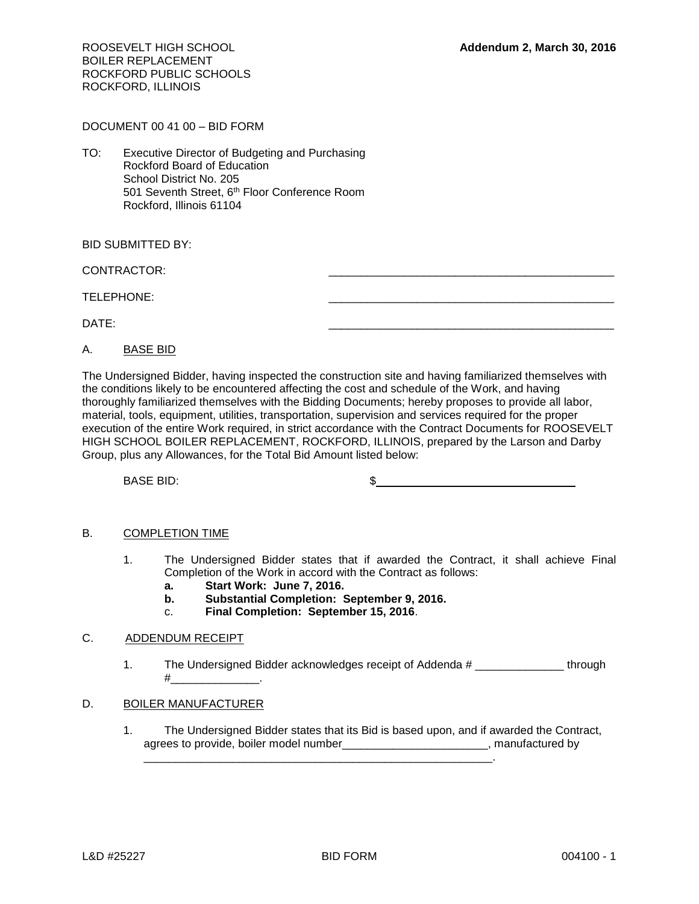ROOSEVELT HIGH SCHOOL
BOILER REPLACEMENT
ROCKFORD PUBLIC SCHOOLS
ROCKFORD, ILLINOIS

**Addendum 2, March 30, 2016**

DOCUMENT 00 41 00 – BID FORM

TO: Executive Director of Budgeting and Purchasing
Rockford Board of Education
School District No. 205
501 Seventh Street, 6th Floor Conference Room
Rockford, Illinois 61104

BID SUBMITTED BY:

CONTRACTOR: ______________________________________________

TELEPHONE: ______________________________________________

DATE: ______________________________________________

A. BASE BID

The Undersigned Bidder, having inspected the construction site and having familiarized themselves with the conditions likely to be encountered affecting the cost and schedule of the Work, and having thoroughly familiarized themselves with the Bidding Documents; hereby proposes to provide all labor, material, tools, equipment, utilities, transportation, supervision and services required for the proper execution of the entire Work required, in strict accordance with the Contract Documents for ROOSEVELT HIGH SCHOOL BOILER REPLACEMENT, ROCKFORD, ILLINOIS, prepared by the Larson and Darby Group, plus any Allowances, for the Total Bid Amount listed below:

BASE BID: $________________________________

B. COMPLETION TIME

1. The Undersigned Bidder states that if awarded the Contract, it shall achieve Final Completion of the Work in accord with the Contract as follows:
   - **a. Start Work: June 7, 2016.**
   - **b. Substantial Completion: September 9, 2016.**
   - c. **Final Completion: September 15, 2016**.

C. ADDENDUM RECEIPT

1. The Undersigned Bidder acknowledges receipt of Addenda # ______________ through #______________.

D. BOILER MANUFACTURER

1. The Undersigned Bidder states that its Bid is based upon, and if awarded the Contract, agrees to provide, boiler model number_______________________, manufactured by __________________________________________________________.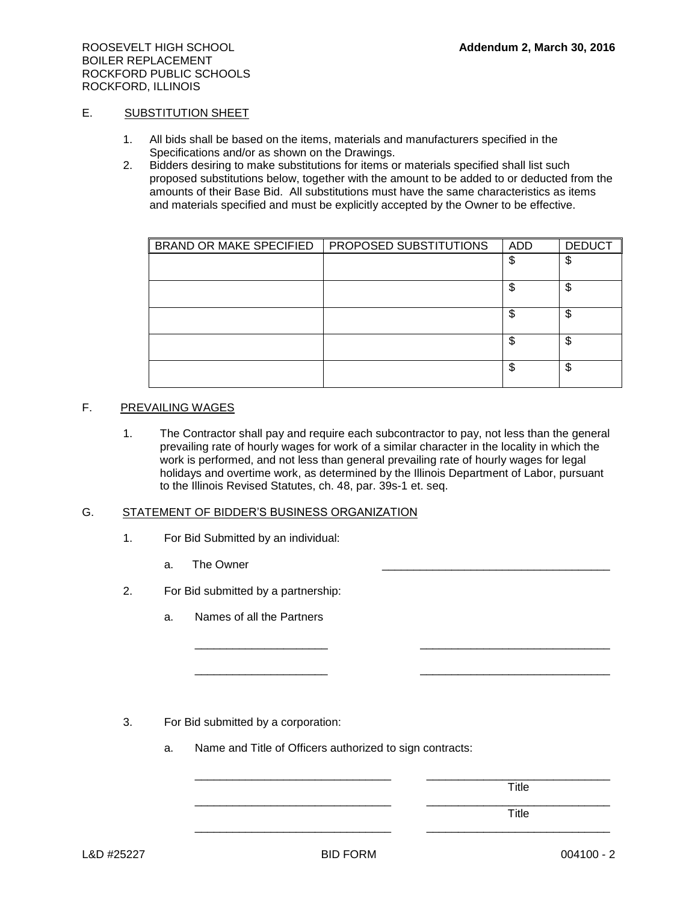## E. SUBSTITUTION SHEET

1. All bids shall be based on the items, materials and manufacturers specified in the Specifications and/or as shown on the Drawings.
2. Bidders desiring to make substitutions for items or materials specified shall list such proposed substitutions below, together with the amount to be added to or deducted from the amounts of their Base Bid. All substitutions must have the same characteristics as items and materials specified and must be explicitly accepted by the Owner to be effective.

| BRAND OR MAKE SPECIFIED | PROPOSED SUBSTITUTIONS | ADD | DEDUCT |
|---|---|---|---|
| | | $ | $ |
| | | $ | $ |
| | | $ | $ |
| | | $ | $ |
| | | $ | $ |

## F. PREVAILING WAGES

1. The Contractor shall pay and require each subcontractor to pay, not less than the general prevailing rate of hourly wages for work of a similar character in the locality in which the work is performed, and not less than general prevailing rate of hourly wages for legal holidays and overtime work, as determined by the Illinois Department of Labor, pursuant to the Illinois Revised Statutes, ch. 48, par. 39s-1 et. seq.

## G. STATEMENT OF BIDDER'S BUSINESS ORGANIZATION

1. For Bid Submitted by an individual:

   a. The Owner ____________________________________

2. For Bid submitted by a partnership:

   a. Names of all the Partners

   _____________________ ______________________________

   _____________________ ______________________________

3. For Bid submitted by a corporation:

   a. Name and Title of Officers authorized to sign contracts:

   _______________________________ _____________________________
   Title

   _______________________________ _____________________________
   Title

   _______________________________ _____________________________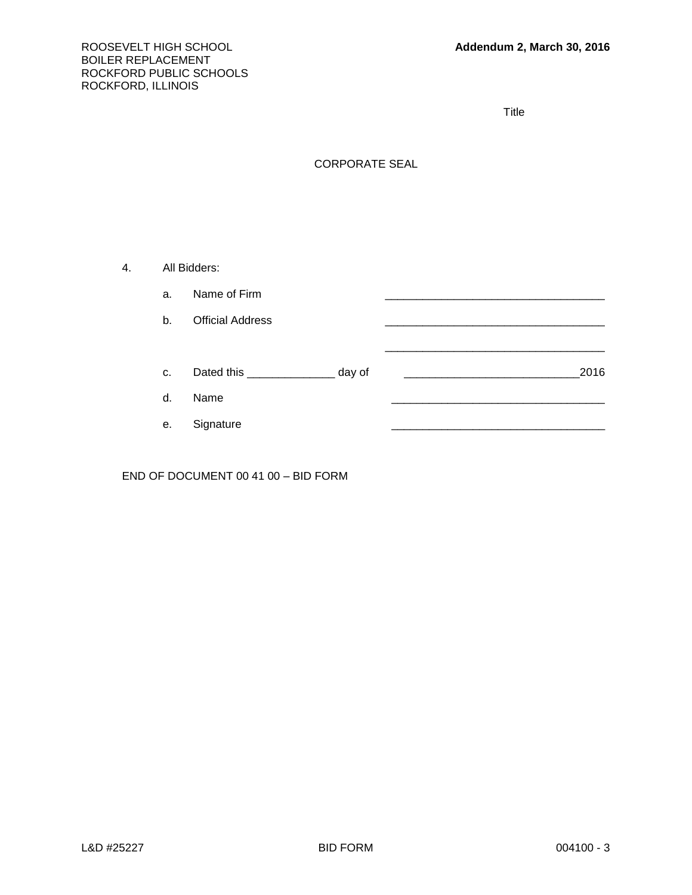Title

CORPORATE SEAL

4. All Bidders:

   a. Name of Firm ___________________________________

   b. Official Address ___________________________________

   ___________________________________

   c. Dated this ______________ day of ____________________________2016

   d. Name __________________________________

   e. Signature __________________________________

END OF DOCUMENT 00 41 00 – BID FORM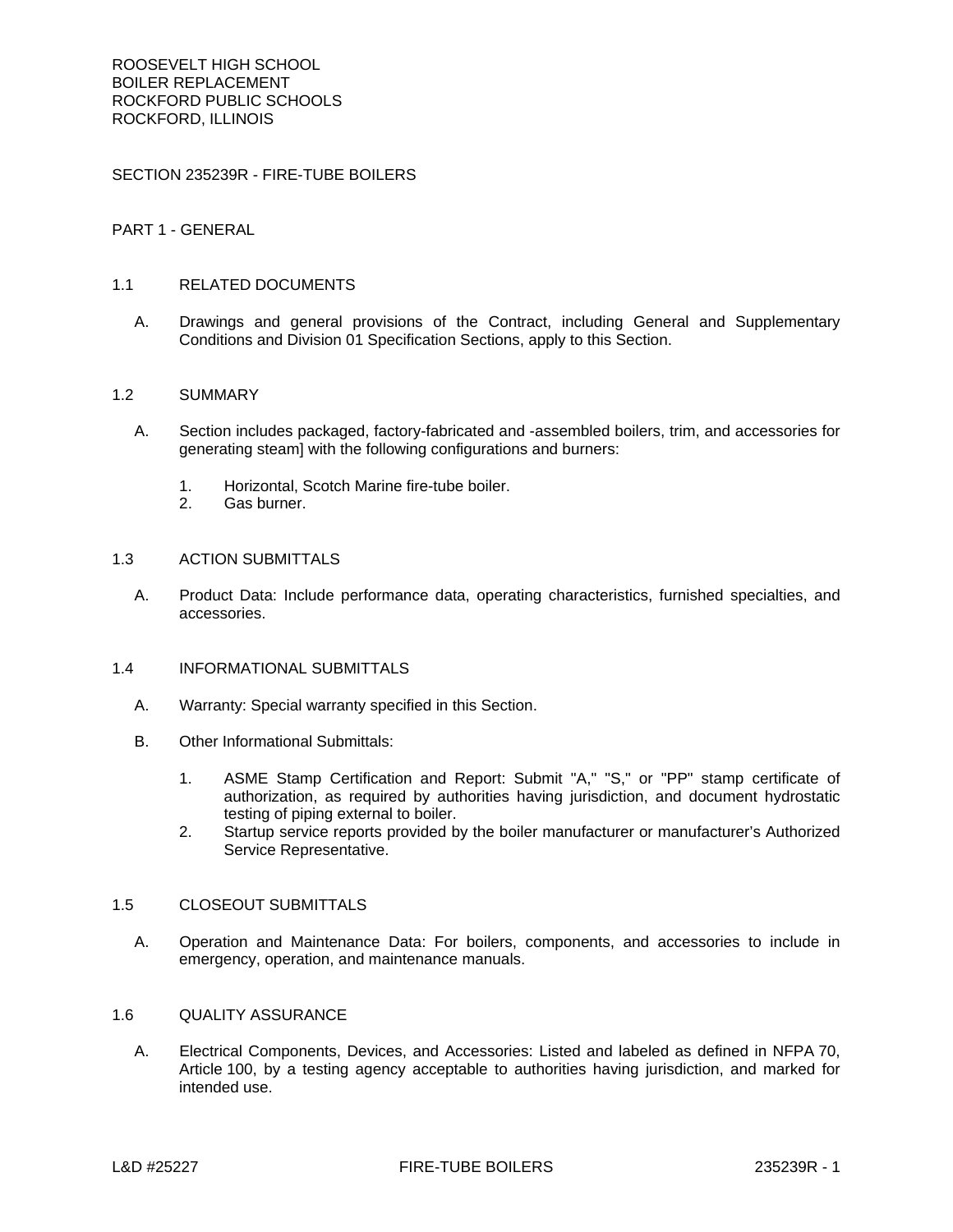ROOSEVELT HIGH SCHOOL
BOILER REPLACEMENT
ROCKFORD PUBLIC SCHOOLS
ROCKFORD, ILLINOIS

# SECTION 235239R - FIRE-TUBE BOILERS

## PART 1 - GENERAL

### 1.1 RELATED DOCUMENTS

A. Drawings and general provisions of the Contract, including General and Supplementary Conditions and Division 01 Specification Sections, apply to this Section.

### 1.2 SUMMARY

A. Section includes packaged, factory-fabricated and -assembled boilers, trim, and accessories for generating steam] with the following configurations and burners:

1. Horizontal, Scotch Marine fire-tube boiler.
2. Gas burner.

### 1.3 ACTION SUBMITTALS

A. Product Data: Include performance data, operating characteristics, furnished specialties, and accessories.

### 1.4 INFORMATIONAL SUBMITTALS

A. Warranty: Special warranty specified in this Section.

B. Other Informational Submittals:

1. ASME Stamp Certification and Report: Submit "A," "S," or "PP" stamp certificate of authorization, as required by authorities having jurisdiction, and document hydrostatic testing of piping external to boiler.
2. Startup service reports provided by the boiler manufacturer or manufacturer's Authorized Service Representative.

### 1.5 CLOSEOUT SUBMITTALS

A. Operation and Maintenance Data: For boilers, components, and accessories to include in emergency, operation, and maintenance manuals.

### 1.6 QUALITY ASSURANCE

A. Electrical Components, Devices, and Accessories: Listed and labeled as defined in NFPA 70, Article 100, by a testing agency acceptable to authorities having jurisdiction, and marked for intended use.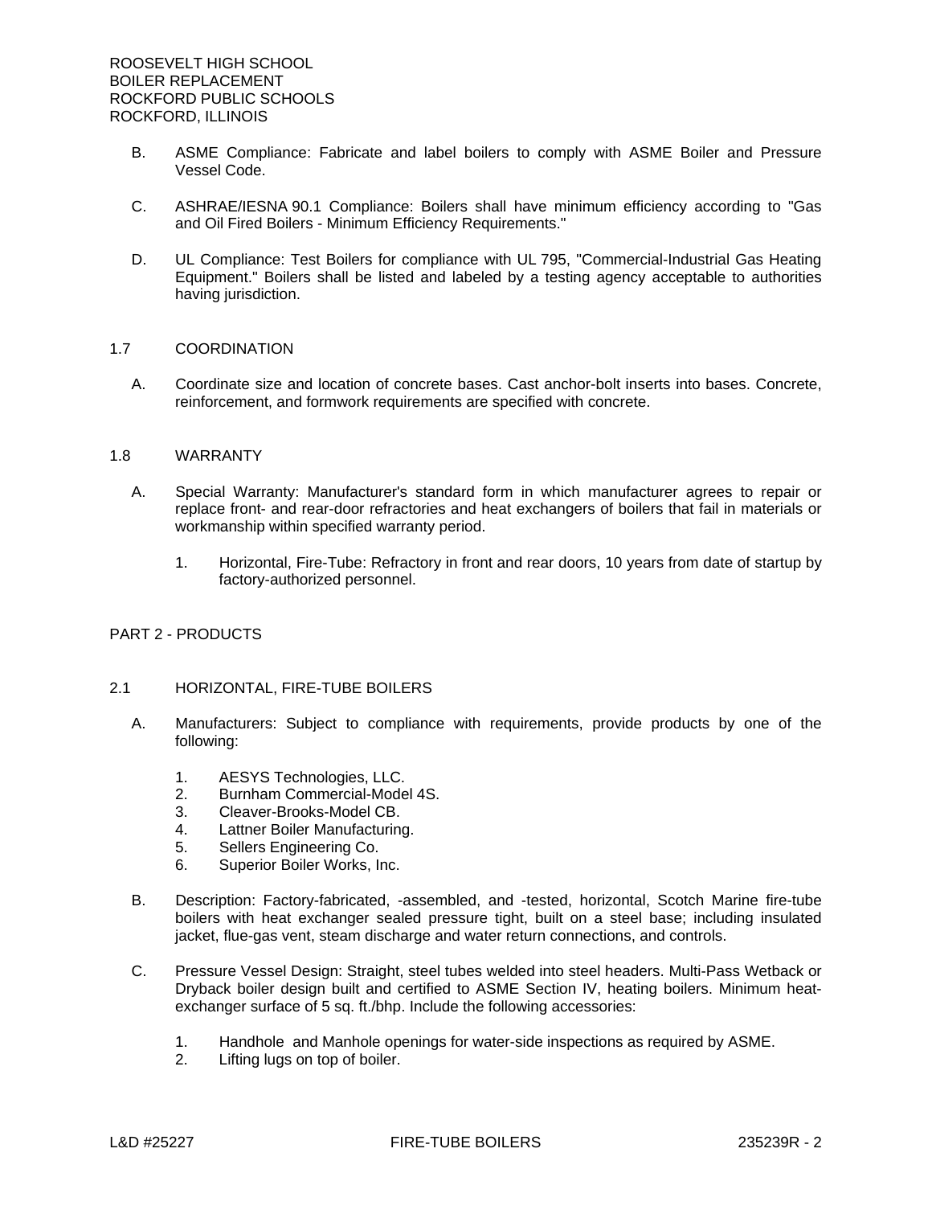B. ASME Compliance: Fabricate and label boilers to comply with ASME Boiler and Pressure Vessel Code.

C. ASHRAE/IESNA 90.1 Compliance: Boilers shall have minimum efficiency according to "Gas and Oil Fired Boilers - Minimum Efficiency Requirements."

D. UL Compliance: Test Boilers for compliance with UL 795, "Commercial-Industrial Gas Heating Equipment." Boilers shall be listed and labeled by a testing agency acceptable to authorities having jurisdiction.

## 1.7 COORDINATION

A. Coordinate size and location of concrete bases. Cast anchor-bolt inserts into bases. Concrete, reinforcement, and formwork requirements are specified with concrete.

## 1.8 WARRANTY

A. Special Warranty: Manufacturer's standard form in which manufacturer agrees to repair or replace front- and rear-door refractories and heat exchangers of boilers that fail in materials or workmanship within specified warranty period.

1. Horizontal, Fire-Tube: Refractory in front and rear doors, 10 years from date of startup by factory-authorized personnel.

# PART 2 - PRODUCTS

## 2.1 HORIZONTAL, FIRE-TUBE BOILERS

A. Manufacturers: Subject to compliance with requirements, provide products by one of the following:

1. AESYS Technologies, LLC.
2. Burnham Commercial-Model 4S.
3. Cleaver-Brooks-Model CB.
4. Lattner Boiler Manufacturing.
5. Sellers Engineering Co.
6. Superior Boiler Works, Inc.

B. Description: Factory-fabricated, -assembled, and -tested, horizontal, Scotch Marine fire-tube boilers with heat exchanger sealed pressure tight, built on a steel base; including insulated jacket, flue-gas vent, steam discharge and water return connections, and controls.

C. Pressure Vessel Design: Straight, steel tubes welded into steel headers. Multi-Pass Wetback or Dryback boiler design built and certified to ASME Section IV, heating boilers. Minimum heat-exchanger surface of 5 sq. ft./bhp. Include the following accessories:

1. Handhole and Manhole openings for water-side inspections as required by ASME.
2. Lifting lugs on top of boiler.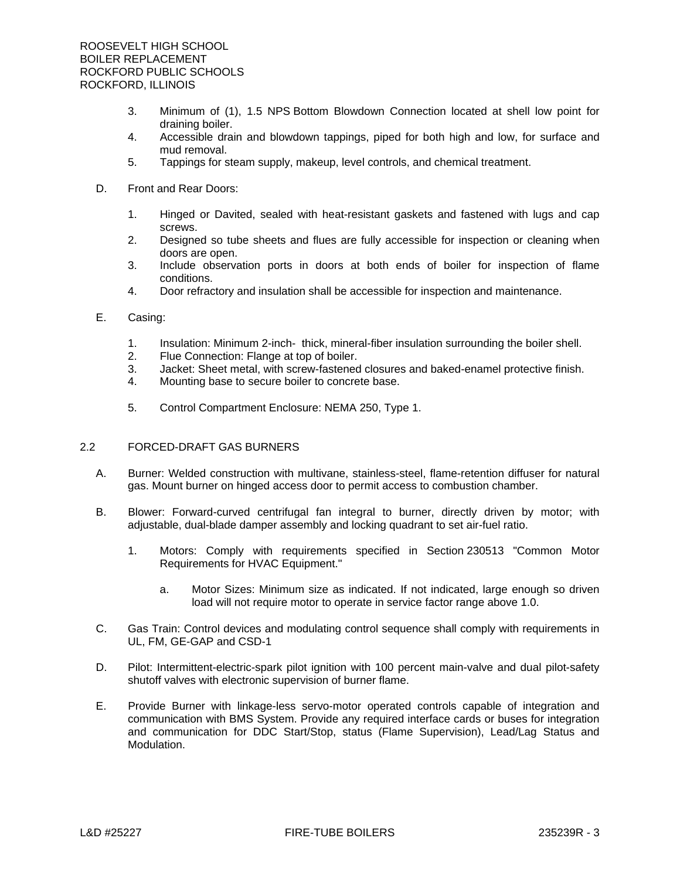3. Minimum of (1), 1.5 NPS Bottom Blowdown Connection located at shell low point for draining boiler.
4. Accessible drain and blowdown tappings, piped for both high and low, for surface and mud removal.
5. Tappings for steam supply, makeup, level controls, and chemical treatment.

D. Front and Rear Doors:

1. Hinged or Davited, sealed with heat-resistant gaskets and fastened with lugs and cap screws.
2. Designed so tube sheets and flues are fully accessible for inspection or cleaning when doors are open.
3. Include observation ports in doors at both ends of boiler for inspection of flame conditions.
4. Door refractory and insulation shall be accessible for inspection and maintenance.

E. Casing:

1. Insulation: Minimum 2-inch- thick, mineral-fiber insulation surrounding the boiler shell.
2. Flue Connection: Flange at top of boiler.
3. Jacket: Sheet metal, with screw-fastened closures and baked-enamel protective finish.
4. Mounting base to secure boiler to concrete base.
5. Control Compartment Enclosure: NEMA 250, Type 1.

## 2.2 FORCED-DRAFT GAS BURNERS

A. Burner: Welded construction with multivane, stainless-steel, flame-retention diffuser for natural gas. Mount burner on hinged access door to permit access to combustion chamber.

B. Blower: Forward-curved centrifugal fan integral to burner, directly driven by motor; with adjustable, dual-blade damper assembly and locking quadrant to set air-fuel ratio.

1. Motors: Comply with requirements specified in Section 230513 "Common Motor Requirements for HVAC Equipment."

   a. Motor Sizes: Minimum size as indicated. If not indicated, large enough so driven load will not require motor to operate in service factor range above 1.0.

C. Gas Train: Control devices and modulating control sequence shall comply with requirements in UL, FM, GE-GAP and CSD-1

D. Pilot: Intermittent-electric-spark pilot ignition with 100 percent main-valve and dual pilot-safety shutoff valves with electronic supervision of burner flame.

E. Provide Burner with linkage-less servo-motor operated controls capable of integration and communication with BMS System. Provide any required interface cards or buses for integration and communication for DDC Start/Stop, status (Flame Supervision), Lead/Lag Status and Modulation.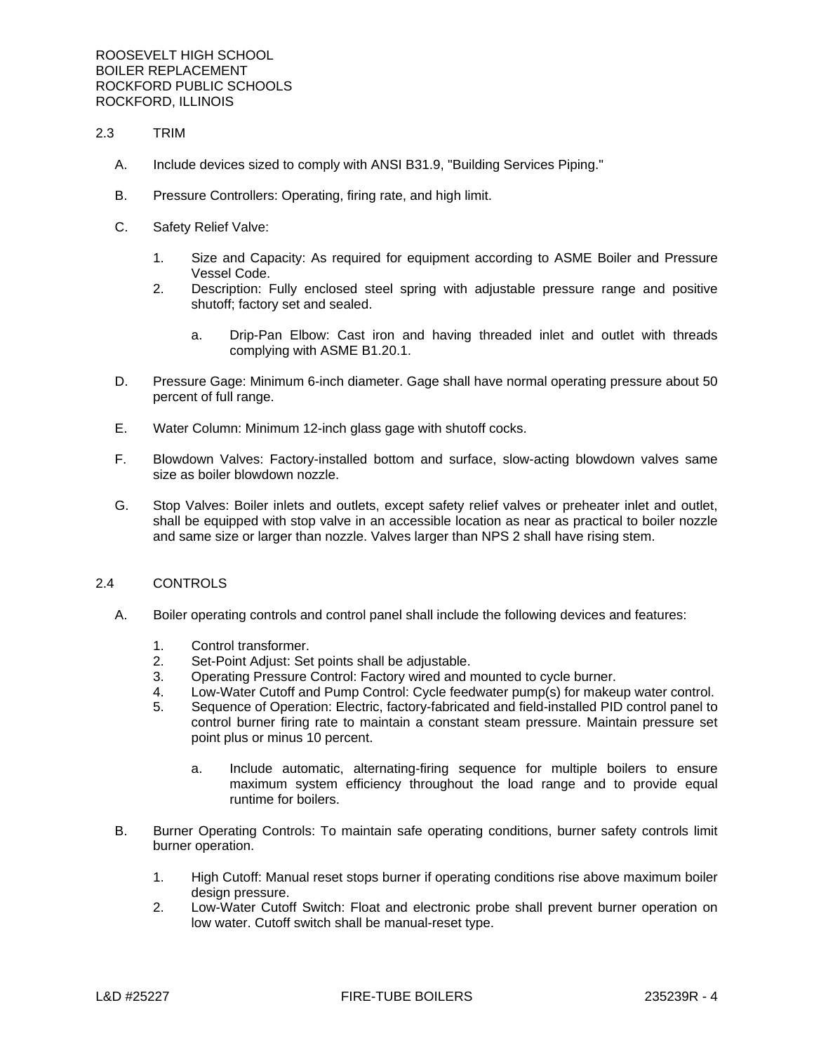## 2.3 TRIM

A. Include devices sized to comply with ANSI B31.9, "Building Services Piping."

B. Pressure Controllers: Operating, firing rate, and high limit.

C. Safety Relief Valve:

1. Size and Capacity: As required for equipment according to ASME Boiler and Pressure Vessel Code.
2. Description: Fully enclosed steel spring with adjustable pressure range and positive shutoff; factory set and sealed.

    a. Drip-Pan Elbow: Cast iron and having threaded inlet and outlet with threads complying with ASME B1.20.1.

D. Pressure Gage: Minimum 6-inch diameter. Gage shall have normal operating pressure about 50 percent of full range.

E. Water Column: Minimum 12-inch glass gage with shutoff cocks.

F. Blowdown Valves: Factory-installed bottom and surface, slow-acting blowdown valves same size as boiler blowdown nozzle.

G. Stop Valves: Boiler inlets and outlets, except safety relief valves or preheater inlet and outlet, shall be equipped with stop valve in an accessible location as near as practical to boiler nozzle and same size or larger than nozzle. Valves larger than NPS 2 shall have rising stem.

## 2.4 CONTROLS

A. Boiler operating controls and control panel shall include the following devices and features:

1. Control transformer.
2. Set-Point Adjust: Set points shall be adjustable.
3. Operating Pressure Control: Factory wired and mounted to cycle burner.
4. Low-Water Cutoff and Pump Control: Cycle feedwater pump(s) for makeup water control.
5. Sequence of Operation: Electric, factory-fabricated and field-installed PID control panel to control burner firing rate to maintain a constant steam pressure. Maintain pressure set point plus or minus 10 percent.

    a. Include automatic, alternating-firing sequence for multiple boilers to ensure maximum system efficiency throughout the load range and to provide equal runtime for boilers.

B. Burner Operating Controls: To maintain safe operating conditions, burner safety controls limit burner operation.

1. High Cutoff: Manual reset stops burner if operating conditions rise above maximum boiler design pressure.
2. Low-Water Cutoff Switch: Float and electronic probe shall prevent burner operation on low water. Cutoff switch shall be manual-reset type.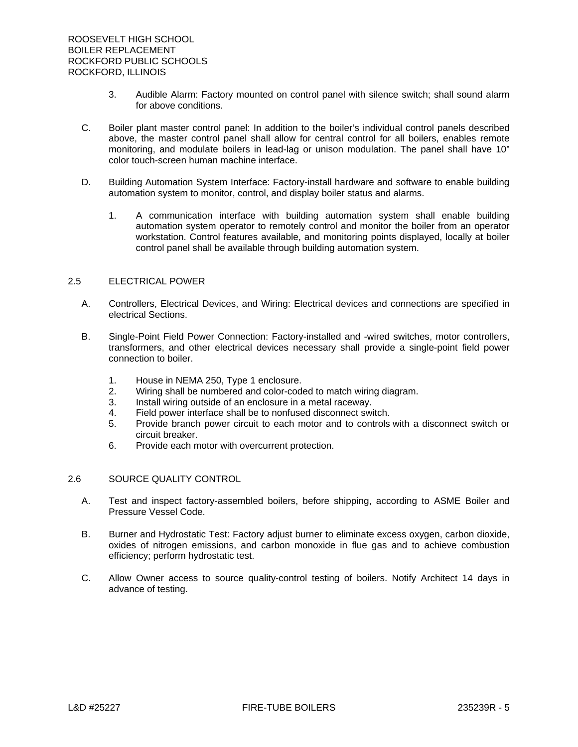3. Audible Alarm: Factory mounted on control panel with silence switch; shall sound alarm for above conditions.

C. Boiler plant master control panel: In addition to the boiler's individual control panels described above, the master control panel shall allow for central control for all boilers, enables remote monitoring, and modulate boilers in lead-lag or unison modulation. The panel shall have 10" color touch-screen human machine interface.

D. Building Automation System Interface: Factory-install hardware and software to enable building automation system to monitor, control, and display boiler status and alarms.

1. A communication interface with building automation system shall enable building automation system operator to remotely control and monitor the boiler from an operator workstation. Control features available, and monitoring points displayed, locally at boiler control panel shall be available through building automation system.

## 2.5 ELECTRICAL POWER

A. Controllers, Electrical Devices, and Wiring: Electrical devices and connections are specified in electrical Sections.

B. Single-Point Field Power Connection: Factory-installed and -wired switches, motor controllers, transformers, and other electrical devices necessary shall provide a single-point field power connection to boiler.

1. House in NEMA 250, Type 1 enclosure.
2. Wiring shall be numbered and color-coded to match wiring diagram.
3. Install wiring outside of an enclosure in a metal raceway.
4. Field power interface shall be to nonfused disconnect switch.
5. Provide branch power circuit to each motor and to controls with a disconnect switch or circuit breaker.
6. Provide each motor with overcurrent protection.

## 2.6 SOURCE QUALITY CONTROL

A. Test and inspect factory-assembled boilers, before shipping, according to ASME Boiler and Pressure Vessel Code.

B. Burner and Hydrostatic Test: Factory adjust burner to eliminate excess oxygen, carbon dioxide, oxides of nitrogen emissions, and carbon monoxide in flue gas and to achieve combustion efficiency; perform hydrostatic test.

C. Allow Owner access to source quality-control testing of boilers. Notify Architect 14 days in advance of testing.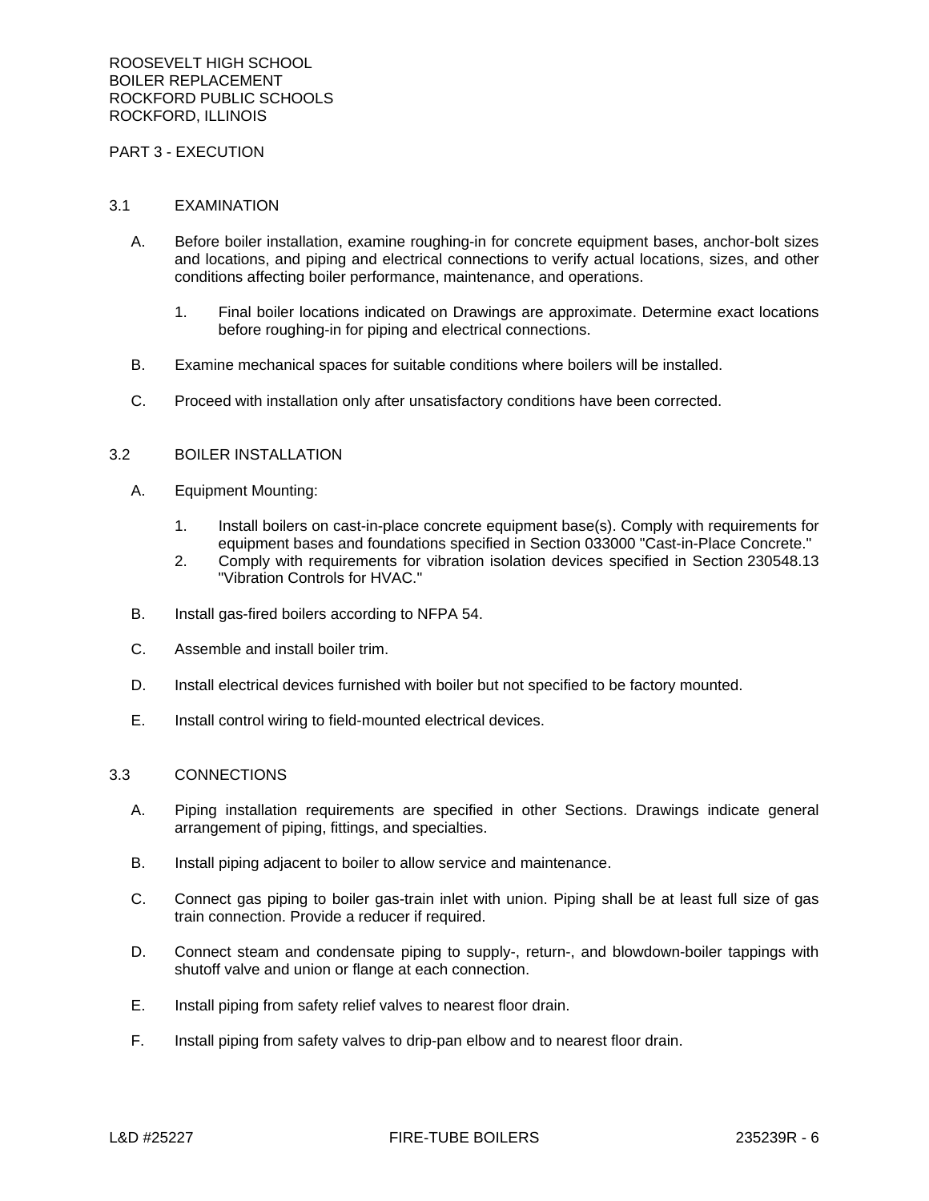PART 3 - EXECUTION

## 3.1 EXAMINATION

A. Before boiler installation, examine roughing-in for concrete equipment bases, anchor-bolt sizes and locations, and piping and electrical connections to verify actual locations, sizes, and other conditions affecting boiler performance, maintenance, and operations.

   1. Final boiler locations indicated on Drawings are approximate. Determine exact locations before roughing-in for piping and electrical connections.

B. Examine mechanical spaces for suitable conditions where boilers will be installed.

C. Proceed with installation only after unsatisfactory conditions have been corrected.

## 3.2 BOILER INSTALLATION

A. Equipment Mounting:

   1. Install boilers on cast-in-place concrete equipment base(s). Comply with requirements for equipment bases and foundations specified in Section 033000 "Cast-in-Place Concrete."
   2. Comply with requirements for vibration isolation devices specified in Section 230548.13 "Vibration Controls for HVAC."

B. Install gas-fired boilers according to NFPA 54.

C. Assemble and install boiler trim.

D. Install electrical devices furnished with boiler but not specified to be factory mounted.

E. Install control wiring to field-mounted electrical devices.

## 3.3 CONNECTIONS

A. Piping installation requirements are specified in other Sections. Drawings indicate general arrangement of piping, fittings, and specialties.

B. Install piping adjacent to boiler to allow service and maintenance.

C. Connect gas piping to boiler gas-train inlet with union. Piping shall be at least full size of gas train connection. Provide a reducer if required.

D. Connect steam and condensate piping to supply-, return-, and blowdown-boiler tappings with shutoff valve and union or flange at each connection.

E. Install piping from safety relief valves to nearest floor drain.

F. Install piping from safety valves to drip-pan elbow and to nearest floor drain.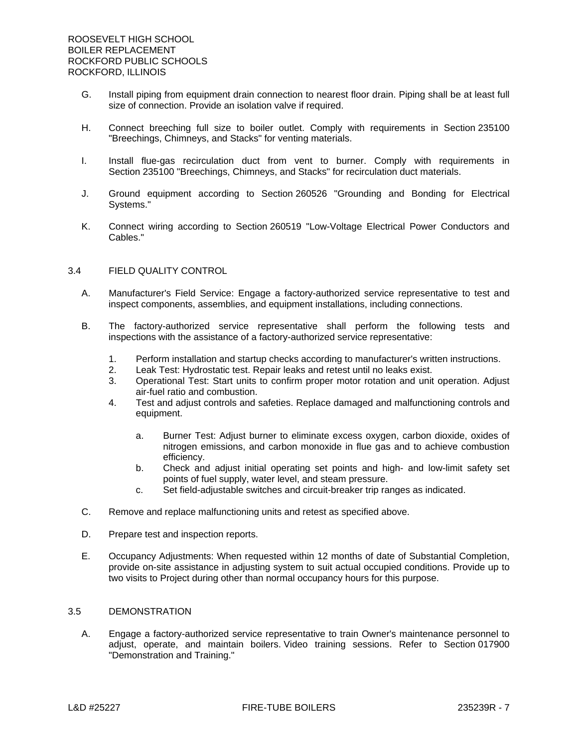G. Install piping from equipment drain connection to nearest floor drain. Piping shall be at least full size of connection. Provide an isolation valve if required.

H. Connect breeching full size to boiler outlet. Comply with requirements in Section 235100 "Breechings, Chimneys, and Stacks" for venting materials.

I. Install flue-gas recirculation duct from vent to burner. Comply with requirements in Section 235100 "Breechings, Chimneys, and Stacks" for recirculation duct materials.

J. Ground equipment according to Section 260526 "Grounding and Bonding for Electrical Systems."

K. Connect wiring according to Section 260519 "Low-Voltage Electrical Power Conductors and Cables."

## 3.4 FIELD QUALITY CONTROL

A. Manufacturer's Field Service: Engage a factory-authorized service representative to test and inspect components, assemblies, and equipment installations, including connections.

B. The factory-authorized service representative shall perform the following tests and inspections with the assistance of a factory-authorized service representative:

1. Perform installation and startup checks according to manufacturer's written instructions.
2. Leak Test: Hydrostatic test. Repair leaks and retest until no leaks exist.
3. Operational Test: Start units to confirm proper motor rotation and unit operation. Adjust air-fuel ratio and combustion.
4. Test and adjust controls and safeties. Replace damaged and malfunctioning controls and equipment.
   a. Burner Test: Adjust burner to eliminate excess oxygen, carbon dioxide, oxides of nitrogen emissions, and carbon monoxide in flue gas and to achieve combustion efficiency.
   b. Check and adjust initial operating set points and high- and low-limit safety set points of fuel supply, water level, and steam pressure.
   c. Set field-adjustable switches and circuit-breaker trip ranges as indicated.

C. Remove and replace malfunctioning units and retest as specified above.

D. Prepare test and inspection reports.

E. Occupancy Adjustments: When requested within 12 months of date of Substantial Completion, provide on-site assistance in adjusting system to suit actual occupied conditions. Provide up to two visits to Project during other than normal occupancy hours for this purpose.

## 3.5 DEMONSTRATION

A. Engage a factory-authorized service representative to train Owner's maintenance personnel to adjust, operate, and maintain boilers. Video training sessions. Refer to Section 017900 "Demonstration and Training."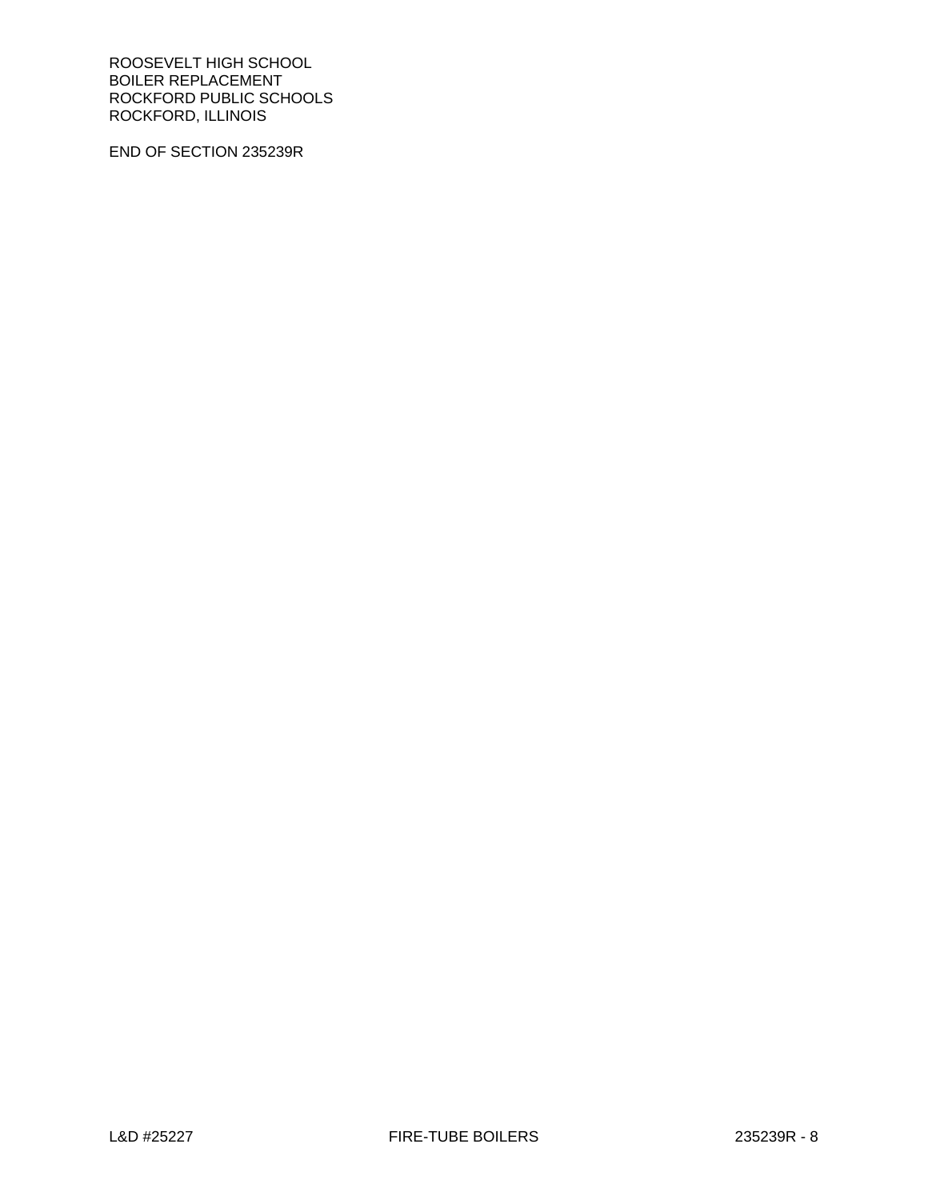END OF SECTION 235239R